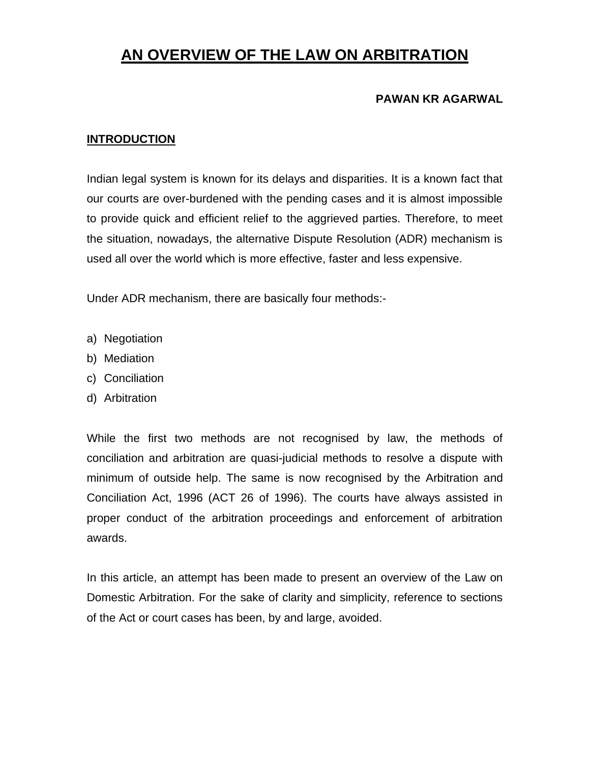# AN OVERVIEW OF THE LAW ON ARBITRATION

**PAWAN KR AGARWAL**

## INTRODUCTION

Indian legal system is known for its delays and disparities. It is a known fact that our courts are over-burdened with the pending cases and it is almost impossible to provide quick and efficient relief to the aggrieved parties. Therefore, to meet the situation, nowadays, the alternative Dispute Resolution (ADR) mechanism is used all over the world which is more effective, faster and less expensive.

Under ADR mechanism, there are basically four methods:-

a) Negotiation
b) Mediation
c) Conciliation
d) Arbitration

While the first two methods are not recognised by law, the methods of conciliation and arbitration are quasi-judicial methods to resolve a dispute with minimum of outside help. The same is now recognised by the Arbitration and Conciliation Act, 1996 (ACT 26 of 1996). The courts have always assisted in proper conduct of the arbitration proceedings and enforcement of arbitration awards.

In this article, an attempt has been made to present an overview of the Law on Domestic Arbitration. For the sake of clarity and simplicity, reference to sections of the Act or court cases has been, by and large, avoided.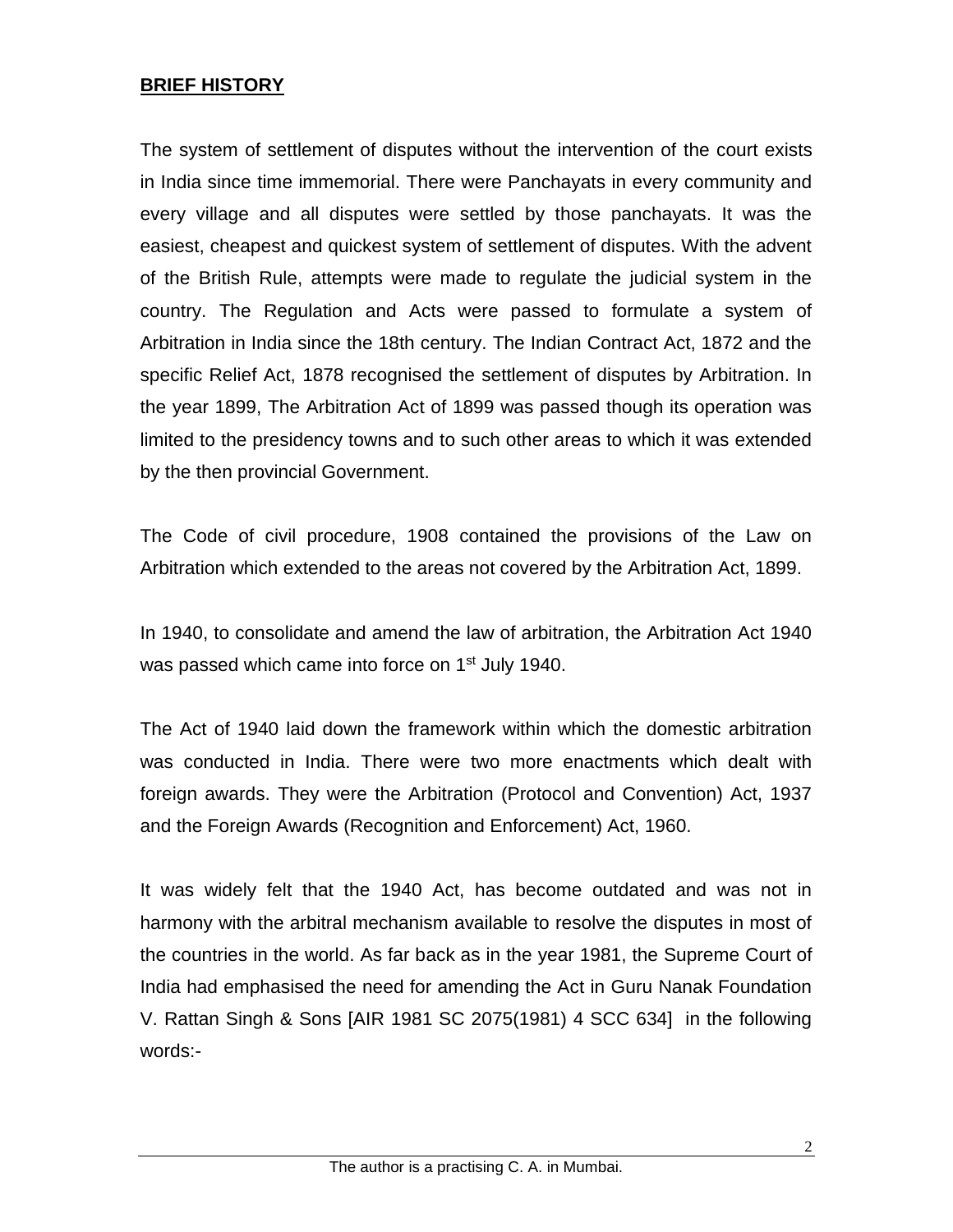**BRIEF HISTORY**

The system of settlement of disputes without the intervention of the court exists in India since time immemorial. There were Panchayats in every community and every village and all disputes were settled by those panchayats. It was the easiest, cheapest and quickest system of settlement of disputes. With the advent of the British Rule, attempts were made to regulate the judicial system in the country. The Regulation and Acts were passed to formulate a system of Arbitration in India since the 18th century. The Indian Contract Act, 1872 and the specific Relief Act, 1878 recognised the settlement of disputes by Arbitration. In the year 1899, The Arbitration Act of 1899 was passed though its operation was limited to the presidency towns and to such other areas to which it was extended by the then provincial Government.

The Code of civil procedure, 1908 contained the provisions of the Law on Arbitration which extended to the areas not covered by the Arbitration Act, 1899.

In 1940, to consolidate and amend the law of arbitration, the Arbitration Act 1940 was passed which came into force on 1st July 1940.

The Act of 1940 laid down the framework within which the domestic arbitration was conducted in India. There were two more enactments which dealt with foreign awards. They were the Arbitration (Protocol and Convention) Act, 1937 and the Foreign Awards (Recognition and Enforcement) Act, 1960.

It was widely felt that the 1940 Act, has become outdated and was not in harmony with the arbitral mechanism available to resolve the disputes in most of the countries in the world. As far back as in the year 1981, the Supreme Court of India had emphasised the need for amending the Act in Guru Nanak Foundation V. Rattan Singh & Sons [AIR 1981 SC 2075(1981) 4 SCC 634] in the following words:-

The author is a practising C. A. in Mumbai.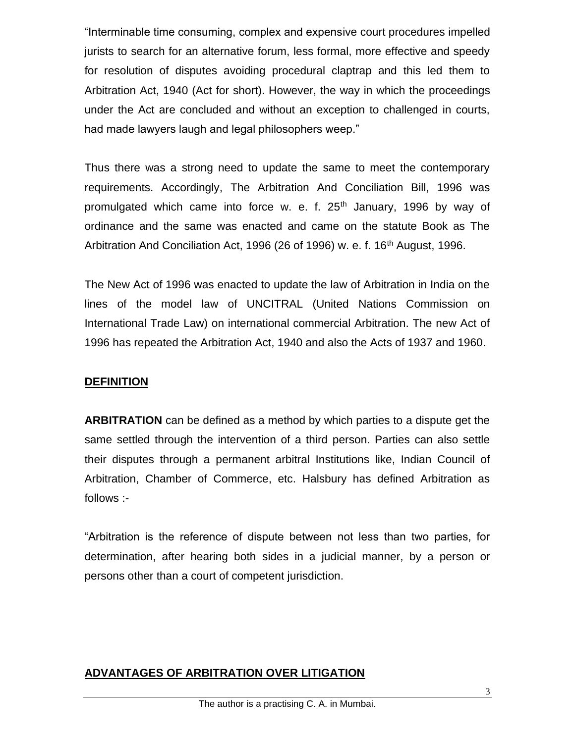"Interminable time consuming, complex and expensive court procedures impelled jurists to search for an alternative forum, less formal, more effective and speedy for resolution of disputes avoiding procedural claptrap and this led them to Arbitration Act, 1940 (Act for short). However, the way in which the proceedings under the Act are concluded and without an exception to challenged in courts, had made lawyers laugh and legal philosophers weep."

Thus there was a strong need to update the same to meet the contemporary requirements. Accordingly, The Arbitration And Conciliation Bill, 1996 was promulgated which came into force w. e. f. 25th January, 1996 by way of ordinance and the same was enacted and came on the statute Book as The Arbitration And Conciliation Act, 1996 (26 of 1996) w. e. f. 16th August, 1996.

The New Act of 1996 was enacted to update the law of Arbitration in India on the lines of the model law of UNCITRAL (United Nations Commission on International Trade Law) on international commercial Arbitration. The new Act of 1996 has repeated the Arbitration Act, 1940 and also the Acts of 1937 and 1960.

## DEFINITION

**ARBITRATION** can be defined as a method by which parties to a dispute get the same settled through the intervention of a third person. Parties can also settle their disputes through a permanent arbitral Institutions like, Indian Council of Arbitration, Chamber of Commerce, etc. Halsbury has defined Arbitration as follows :-

"Arbitration is the reference of dispute between not less than two parties, for determination, after hearing both sides in a judicial manner, by a person or persons other than a court of competent jurisdiction.

## ADVANTAGES OF ARBITRATION OVER LITIGATION

The author is a practising C. A. in Mumbai.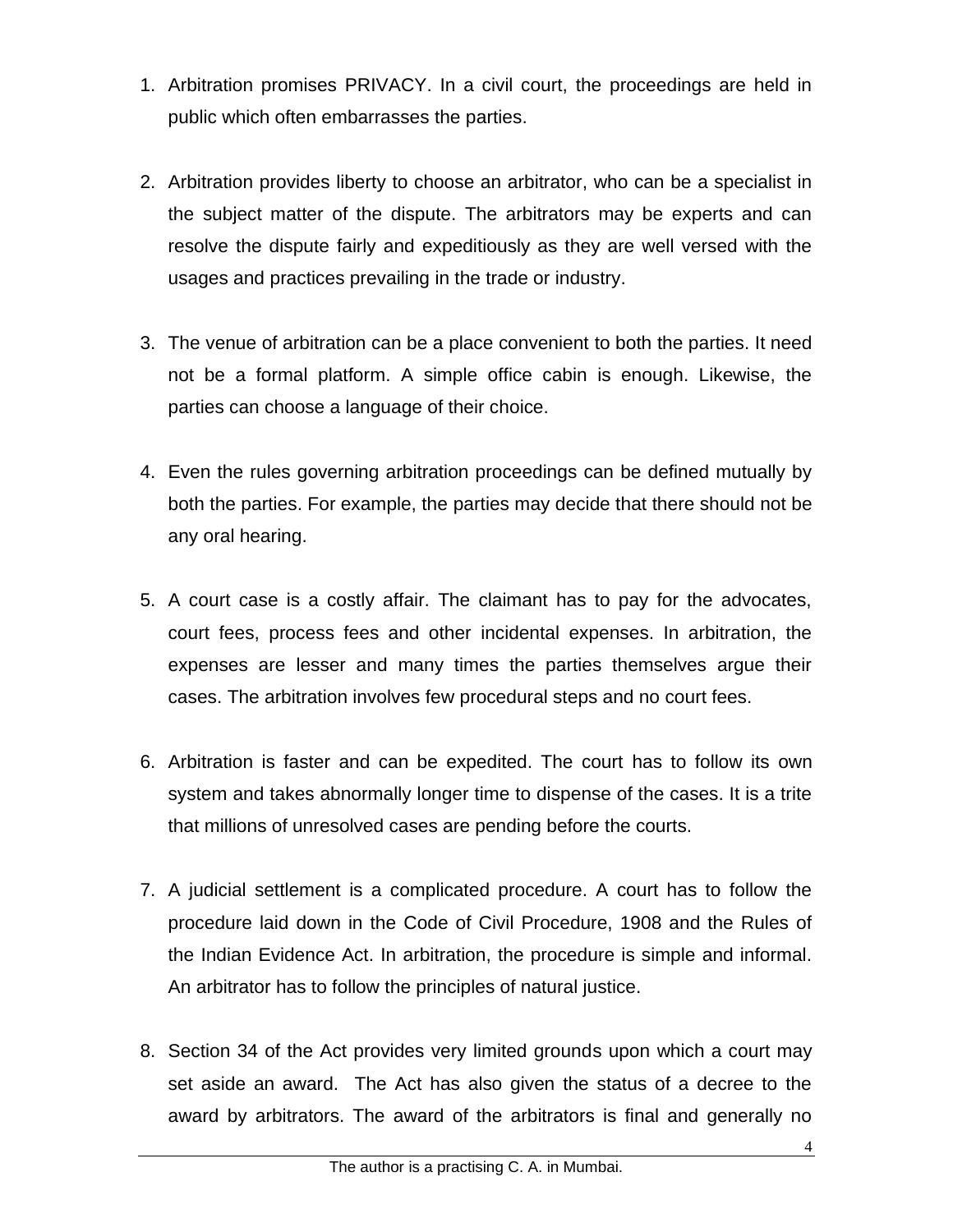1. Arbitration promises PRIVACY. In a civil court, the proceedings are held in public which often embarrasses the parties.

2. Arbitration provides liberty to choose an arbitrator, who can be a specialist in the subject matter of the dispute. The arbitrators may be experts and can resolve the dispute fairly and expeditiously as they are well versed with the usages and practices prevailing in the trade or industry.

3. The venue of arbitration can be a place convenient to both the parties. It need not be a formal platform. A simple office cabin is enough. Likewise, the parties can choose a language of their choice.

4. Even the rules governing arbitration proceedings can be defined mutually by both the parties. For example, the parties may decide that there should not be any oral hearing.

5. A court case is a costly affair. The claimant has to pay for the advocates, court fees, process fees and other incidental expenses. In arbitration, the expenses are lesser and many times the parties themselves argue their cases. The arbitration involves few procedural steps and no court fees.

6. Arbitration is faster and can be expedited. The court has to follow its own system and takes abnormally longer time to dispense of the cases. It is a trite that millions of unresolved cases are pending before the courts.

7. A judicial settlement is a complicated procedure. A court has to follow the procedure laid down in the Code of Civil Procedure, 1908 and the Rules of the Indian Evidence Act. In arbitration, the procedure is simple and informal. An arbitrator has to follow the principles of natural justice.

8. Section 34 of the Act provides very limited grounds upon which a court may set aside an award. The Act has also given the status of a decree to the award by arbitrators. The award of the arbitrators is final and generally no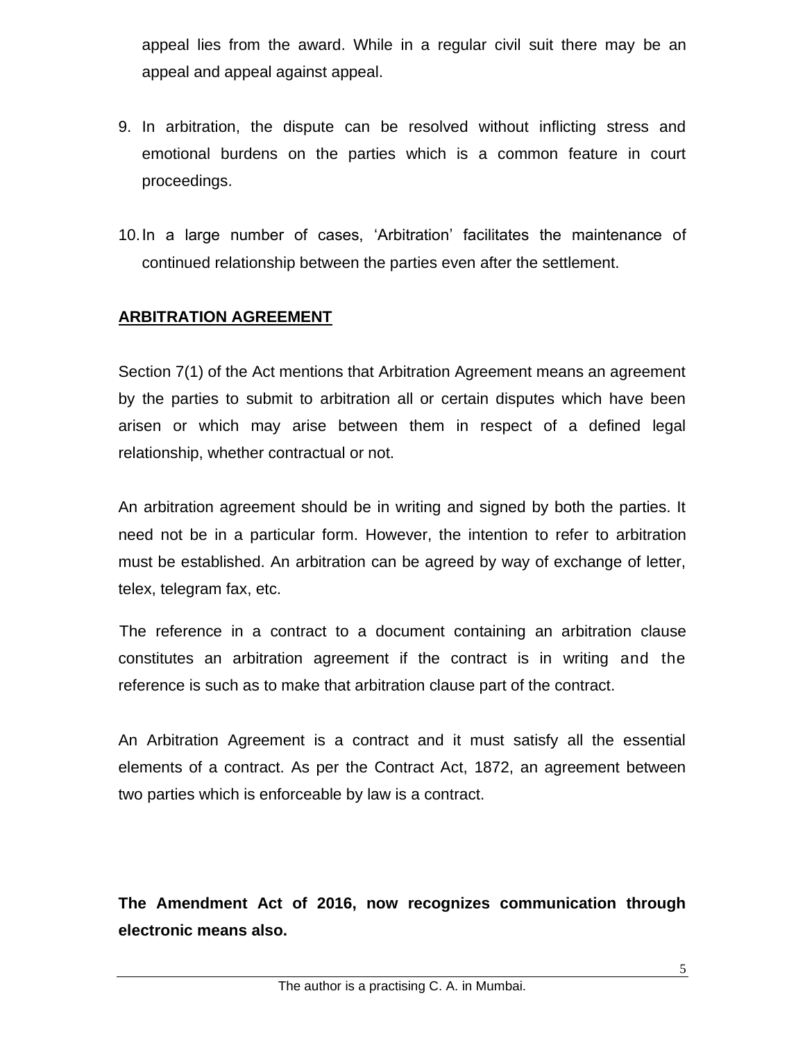appeal lies from the award. While in a regular civil suit there may be an appeal and appeal against appeal.

9. In arbitration, the dispute can be resolved without inflicting stress and emotional burdens on the parties which is a common feature in court proceedings.

10. In a large number of cases, 'Arbitration' facilitates the maintenance of continued relationship between the parties even after the settlement.

## **ARBITRATION AGREEMENT**

Section 7(1) of the Act mentions that Arbitration Agreement means an agreement by the parties to submit to arbitration all or certain disputes which have been arisen or which may arise between them in respect of a defined legal relationship, whether contractual or not.

An arbitration agreement should be in writing and signed by both the parties. It need not be in a particular form. However, the intention to refer to arbitration must be established. An arbitration can be agreed by way of exchange of letter, telex, telegram fax, etc.

The reference in a contract to a document containing an arbitration clause constitutes an arbitration agreement if the contract is in writing and the reference is such as to make that arbitration clause part of the contract.

An Arbitration Agreement is a contract and it must satisfy all the essential elements of a contract. As per the Contract Act, 1872, an agreement between two parties which is enforceable by law is a contract.

**The Amendment Act of 2016, now recognizes communication through electronic means also.**

The author is a practising C. A. in Mumbai.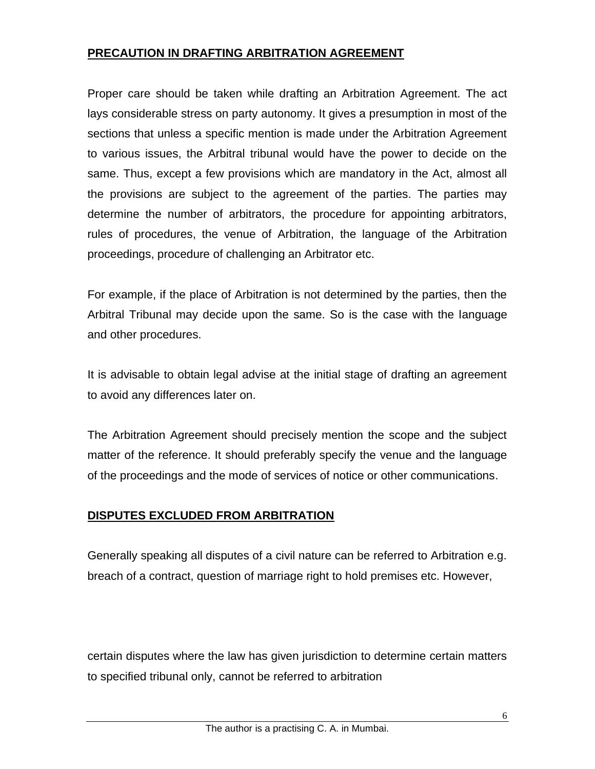## PRECAUTION IN DRAFTING ARBITRATION AGREEMENT

Proper care should be taken while drafting an Arbitration Agreement. The act lays considerable stress on party autonomy. It gives a presumption in most of the sections that unless a specific mention is made under the Arbitration Agreement to various issues, the Arbitral tribunal would have the power to decide on the same. Thus, except a few provisions which are mandatory in the Act, almost all the provisions are subject to the agreement of the parties. The parties may determine the number of arbitrators, the procedure for appointing arbitrators, rules of procedures, the venue of Arbitration, the language of the Arbitration proceedings, procedure of challenging an Arbitrator etc.

For example, if the place of Arbitration is not determined by the parties, then the Arbitral Tribunal may decide upon the same. So is the case with the language and other procedures.

It is advisable to obtain legal advise at the initial stage of drafting an agreement to avoid any differences later on.

The Arbitration Agreement should precisely mention the scope and the subject matter of the reference. It should preferably specify the venue and the language of the proceedings and the mode of services of notice or other communications.

## DISPUTES EXCLUDED FROM ARBITRATION

Generally speaking all disputes of a civil nature can be referred to Arbitration e.g. breach of a contract, question of marriage right to hold premises etc. However, certain disputes where the law has given jurisdiction to determine certain matters to specified tribunal only, cannot be referred to arbitration

The author is a practising C. A. in Mumbai.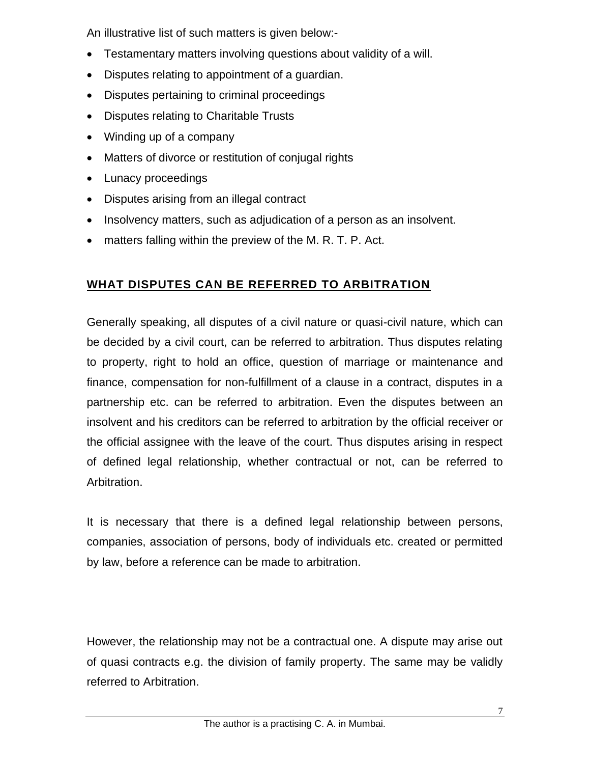An illustrative list of such matters is given below:-

- Testamentary matters involving questions about validity of a will.
- Disputes relating to appointment of a guardian.
- Disputes pertaining to criminal proceedings
- Disputes relating to Charitable Trusts
- Winding up of a company
- Matters of divorce or restitution of conjugal rights
- Lunacy proceedings
- Disputes arising from an illegal contract
- Insolvency matters, such as adjudication of a person as an insolvent.
- matters falling within the preview of the M. R. T. P. Act.

## WHAT DISPUTES CAN BE REFERRED TO ARBITRATION

Generally speaking, all disputes of a civil nature or quasi-civil nature, which can be decided by a civil court, can be referred to arbitration. Thus disputes relating to property, right to hold an office, question of marriage or maintenance and finance, compensation for non-fulfillment of a clause in a contract, disputes in a partnership etc. can be referred to arbitration. Even the disputes between an insolvent and his creditors can be referred to arbitration by the official receiver or the official assignee with the leave of the court. Thus disputes arising in respect of defined legal relationship, whether contractual or not, can be referred to Arbitration.

It is necessary that there is a defined legal relationship between persons, companies, association of persons, body of individuals etc. created or permitted by law, before a reference can be made to arbitration.

However, the relationship may not be a contractual one. A dispute may arise out of quasi contracts e.g. the division of family property. The same may be validly referred to Arbitration.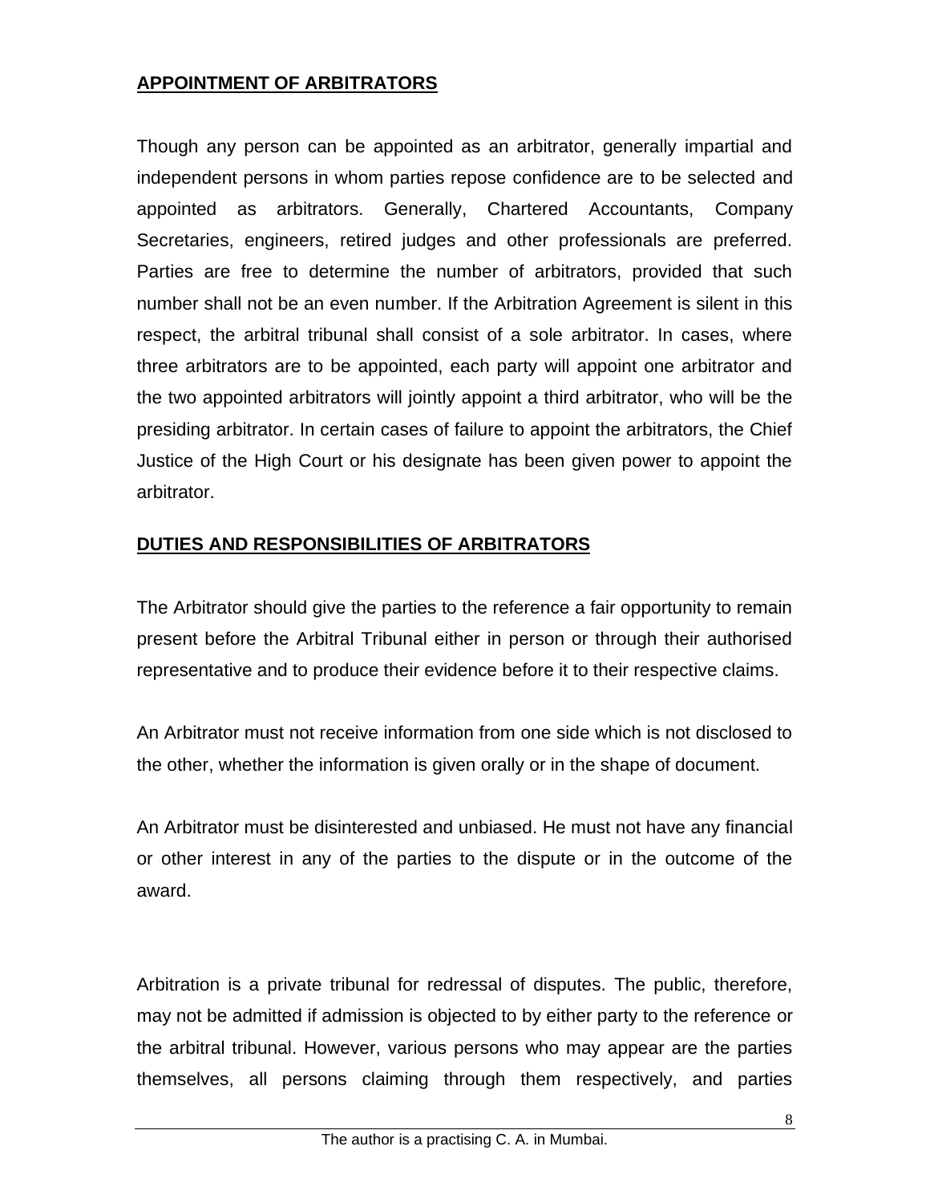## APPOINTMENT OF ARBITRATORS

Though any person can be appointed as an arbitrator, generally impartial and independent persons in whom parties repose confidence are to be selected and appointed as arbitrators. Generally, Chartered Accountants, Company Secretaries, engineers, retired judges and other professionals are preferred. Parties are free to determine the number of arbitrators, provided that such number shall not be an even number. If the Arbitration Agreement is silent in this respect, the arbitral tribunal shall consist of a sole arbitrator. In cases, where three arbitrators are to be appointed, each party will appoint one arbitrator and the two appointed arbitrators will jointly appoint a third arbitrator, who will be the presiding arbitrator. In certain cases of failure to appoint the arbitrators, the Chief Justice of the High Court or his designate has been given power to appoint the arbitrator.

## DUTIES AND RESPONSIBILITIES OF ARBITRATORS

The Arbitrator should give the parties to the reference a fair opportunity to remain present before the Arbitral Tribunal either in person or through their authorised representative and to produce their evidence before it to their respective claims.

An Arbitrator must not receive information from one side which is not disclosed to the other, whether the information is given orally or in the shape of document.

An Arbitrator must be disinterested and unbiased. He must not have any financial or other interest in any of the parties to the dispute or in the outcome of the award.

Arbitration is a private tribunal for redressal of disputes. The public, therefore, may not be admitted if admission is objected to by either party to the reference or the arbitral tribunal. However, various persons who may appear are the parties themselves, all persons claiming through them respectively, and parties

The author is a practising C. A. in Mumbai.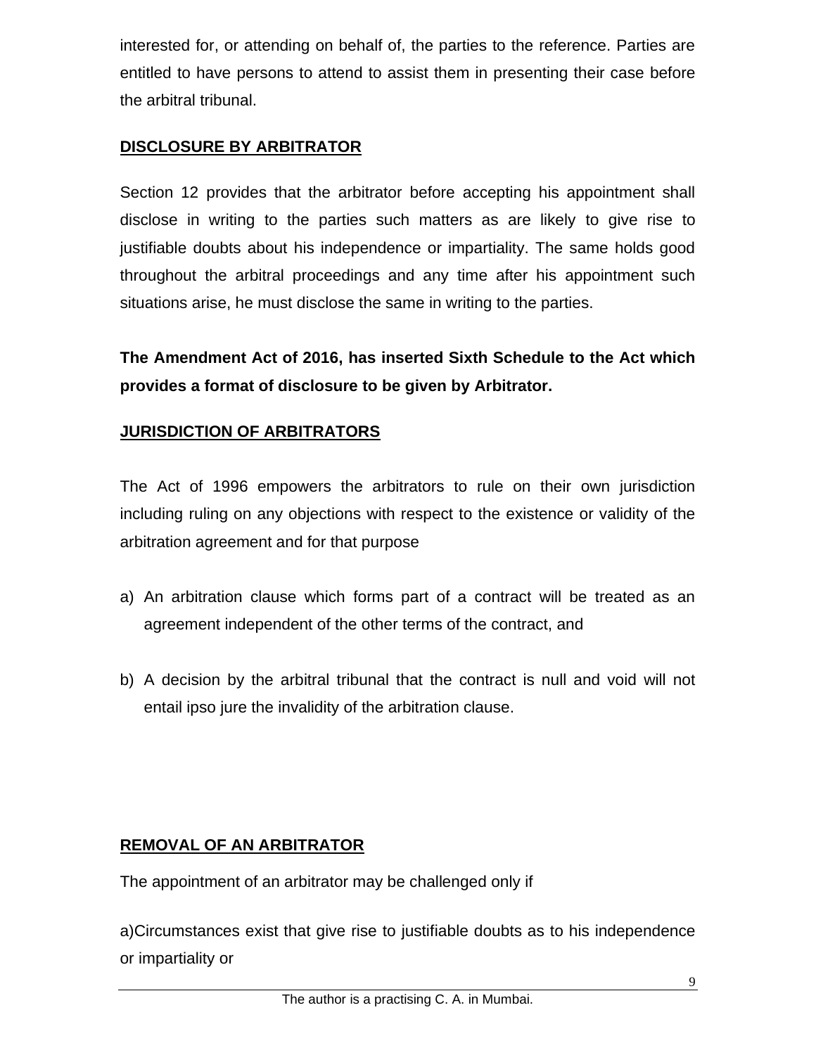interested for, or attending on behalf of, the parties to the reference. Parties are entitled to have persons to attend to assist them in presenting their case before the arbitral tribunal.

## DISCLOSURE BY ARBITRATOR

Section 12 provides that the arbitrator before accepting his appointment shall disclose in writing to the parties such matters as are likely to give rise to justifiable doubts about his independence or impartiality. The same holds good throughout the arbitral proceedings and any time after his appointment such situations arise, he must disclose the same in writing to the parties.

**The Amendment Act of 2016, has inserted Sixth Schedule to the Act which provides a format of disclosure to be given by Arbitrator.**

## JURISDICTION OF ARBITRATORS

The Act of 1996 empowers the arbitrators to rule on their own jurisdiction including ruling on any objections with respect to the existence or validity of the arbitration agreement and for that purpose

a) An arbitration clause which forms part of a contract will be treated as an agreement independent of the other terms of the contract, and

b) A decision by the arbitral tribunal that the contract is null and void will not entail ipso jure the invalidity of the arbitration clause.

## REMOVAL OF AN ARBITRATOR

The appointment of an arbitrator may be challenged only if

a)Circumstances exist that give rise to justifiable doubts as to his independence or impartiality or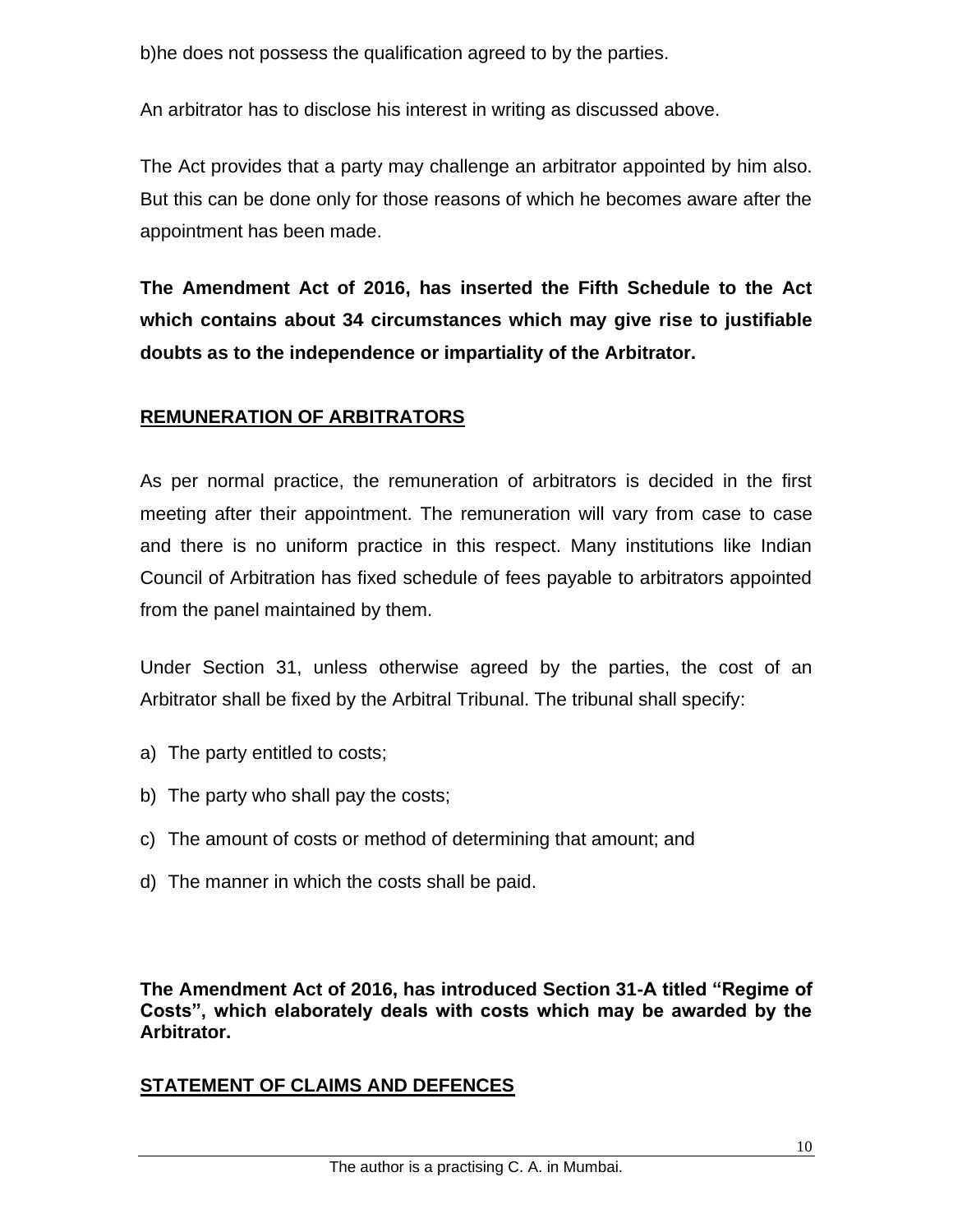b)he does not possess the qualification agreed to by the parties.

An arbitrator has to disclose his interest in writing as discussed above.

The Act provides that a party may challenge an arbitrator appointed by him also. But this can be done only for those reasons of which he becomes aware after the appointment has been made.

**The Amendment Act of 2016, has inserted the Fifth Schedule to the Act which contains about 34 circumstances which may give rise to justifiable doubts as to the independence or impartiality of the Arbitrator.**

## REMUNERATION OF ARBITRATORS

As per normal practice, the remuneration of arbitrators is decided in the first meeting after their appointment. The remuneration will vary from case to case and there is no uniform practice in this respect. Many institutions like Indian Council of Arbitration has fixed schedule of fees payable to arbitrators appointed from the panel maintained by them.

Under Section 31, unless otherwise agreed by the parties, the cost of an Arbitrator shall be fixed by the Arbitral Tribunal. The tribunal shall specify:

a) The party entitled to costs;

b) The party who shall pay the costs;

c) The amount of costs or method of determining that amount; and

d) The manner in which the costs shall be paid.

**The Amendment Act of 2016, has introduced Section 31-A titled "Regime of Costs", which elaborately deals with costs which may be awarded by the Arbitrator.**

## STATEMENT OF CLAIMS AND DEFENCES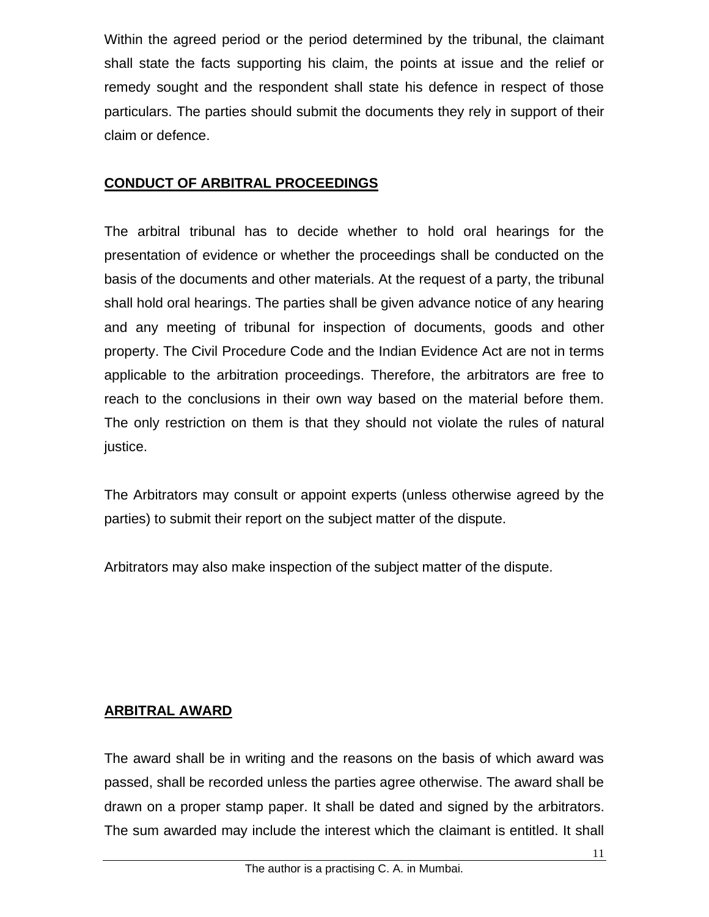Within the agreed period or the period determined by the tribunal, the claimant shall state the facts supporting his claim, the points at issue and the relief or remedy sought and the respondent shall state his defence in respect of those particulars. The parties should submit the documents they rely in support of their claim or defence.

## **CONDUCT OF ARBITRAL PROCEEDINGS**

The arbitral tribunal has to decide whether to hold oral hearings for the presentation of evidence or whether the proceedings shall be conducted on the basis of the documents and other materials. At the request of a party, the tribunal shall hold oral hearings. The parties shall be given advance notice of any hearing and any meeting of tribunal for inspection of documents, goods and other property. The Civil Procedure Code and the Indian Evidence Act are not in terms applicable to the arbitration proceedings. Therefore, the arbitrators are free to reach to the conclusions in their own way based on the material before them. The only restriction on them is that they should not violate the rules of natural justice.

The Arbitrators may consult or appoint experts (unless otherwise agreed by the parties) to submit their report on the subject matter of the dispute.

Arbitrators may also make inspection of the subject matter of the dispute.

## **ARBITRAL AWARD**

The award shall be in writing and the reasons on the basis of which award was passed, shall be recorded unless the parties agree otherwise. The award shall be drawn on a proper stamp paper. It shall be dated and signed by the arbitrators. The sum awarded may include the interest which the claimant is entitled. It shall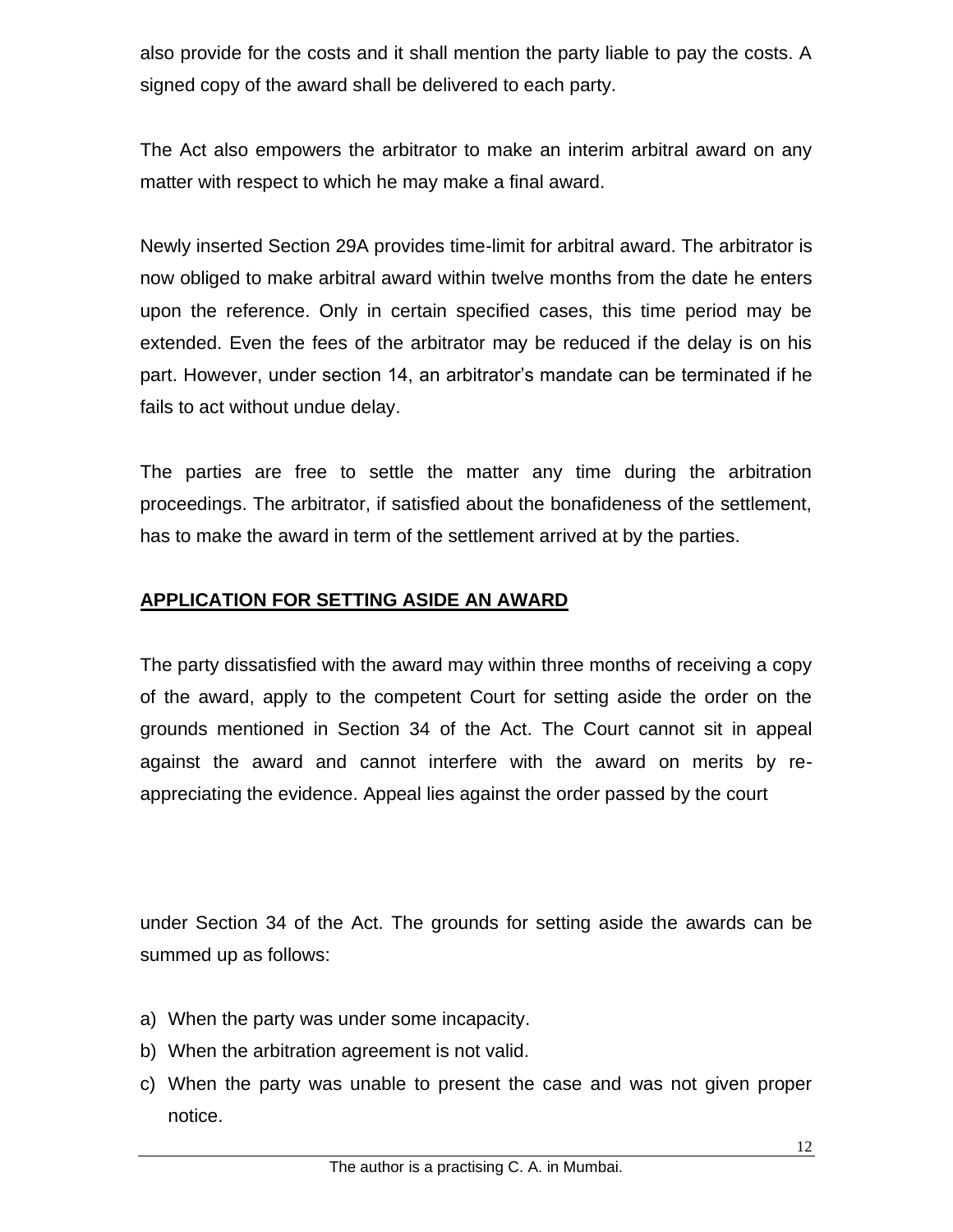also provide for the costs and it shall mention the party liable to pay the costs. A signed copy of the award shall be delivered to each party.

The Act also empowers the arbitrator to make an interim arbitral award on any matter with respect to which he may make a final award.

Newly inserted Section 29A provides time-limit for arbitral award. The arbitrator is now obliged to make arbitral award within twelve months from the date he enters upon the reference. Only in certain specified cases, this time period may be extended. Even the fees of the arbitrator may be reduced if the delay is on his part. However, under section 14, an arbitrator's mandate can be terminated if he fails to act without undue delay.

The parties are free to settle the matter any time during the arbitration proceedings. The arbitrator, if satisfied about the bonafideness of the settlement, has to make the award in term of the settlement arrived at by the parties.

## APPLICATION FOR SETTING ASIDE AN AWARD

The party dissatisfied with the award may within three months of receiving a copy of the award, apply to the competent Court for setting aside the order on the grounds mentioned in Section 34 of the Act. The Court cannot sit in appeal against the award and cannot interfere with the award on merits by re-appreciating the evidence. Appeal lies against the order passed by the court

under Section 34 of the Act. The grounds for setting aside the awards can be summed up as follows:

a) When the party was under some incapacity.
b) When the arbitration agreement is not valid.
c) When the party was unable to present the case and was not given proper notice.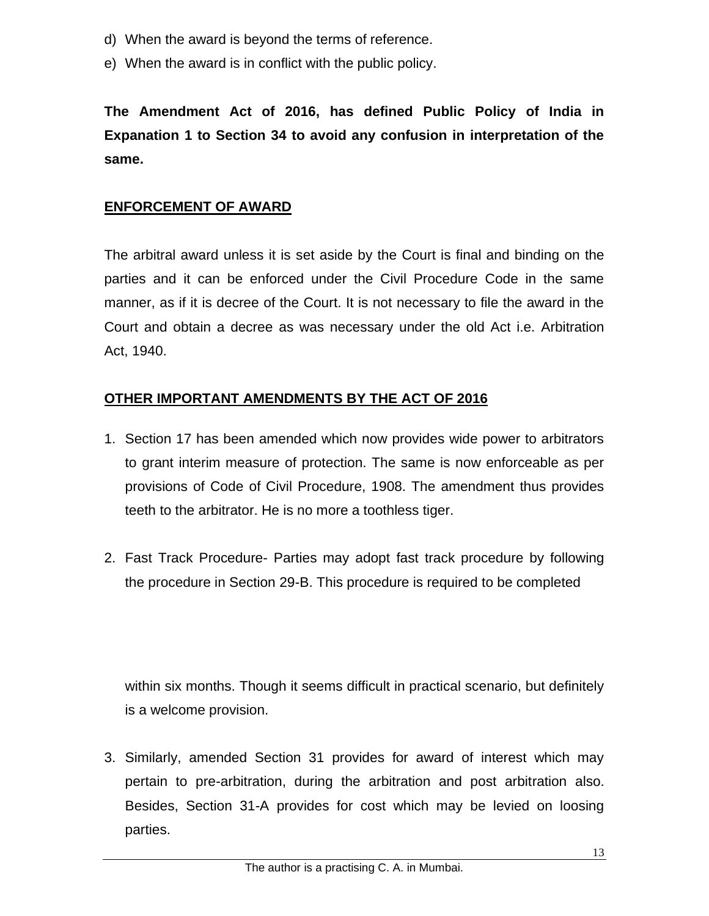d) When the award is beyond the terms of reference.
e) When the award is in conflict with the public policy.

**The Amendment Act of 2016, has defined Public Policy of India in Expanation 1 to Section 34 to avoid any confusion in interpretation of the same.**

**ENFORCEMENT OF AWARD**

The arbitral award unless it is set aside by the Court is final and binding on the parties and it can be enforced under the Civil Procedure Code in the same manner, as if it is decree of the Court. It is not necessary to file the award in the Court and obtain a decree as was necessary under the old Act i.e. Arbitration Act, 1940.

**OTHER IMPORTANT AMENDMENTS BY THE ACT OF 2016**

1. Section 17 has been amended which now provides wide power to arbitrators to grant interim measure of protection. The same is now enforceable as per provisions of Code of Civil Procedure, 1908. The amendment thus provides teeth to the arbitrator. He is no more a toothless tiger.

2. Fast Track Procedure- Parties may adopt fast track procedure by following the procedure in Section 29-B. This procedure is required to be completed within six months. Though it seems difficult in practical scenario, but definitely is a welcome provision.

3. Similarly, amended Section 31 provides for award of interest which may pertain to pre-arbitration, during the arbitration and post arbitration also. Besides, Section 31-A provides for cost which may be levied on loosing parties.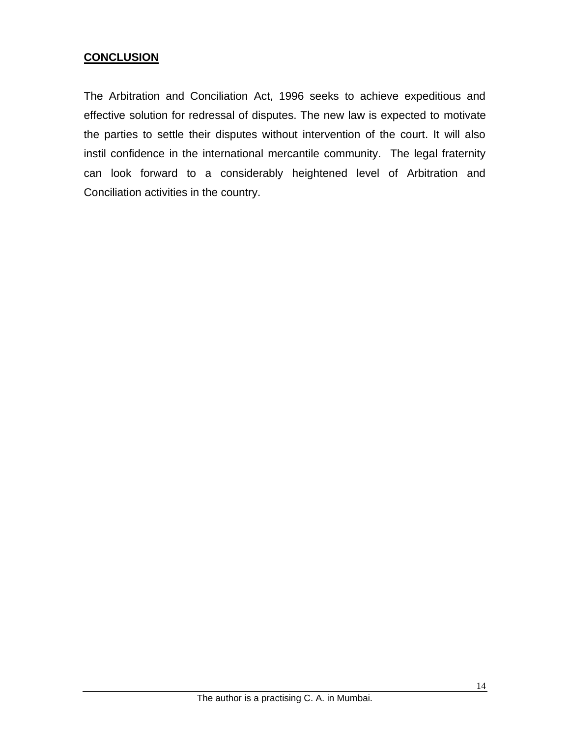## CONCLUSION

The Arbitration and Conciliation Act, 1996 seeks to achieve expeditious and effective solution for redressal of disputes. The new law is expected to motivate the parties to settle their disputes without intervention of the court. It will also instil confidence in the international mercantile community. The legal fraternity can look forward to a considerably heightened level of Arbitration and Conciliation activities in the country.